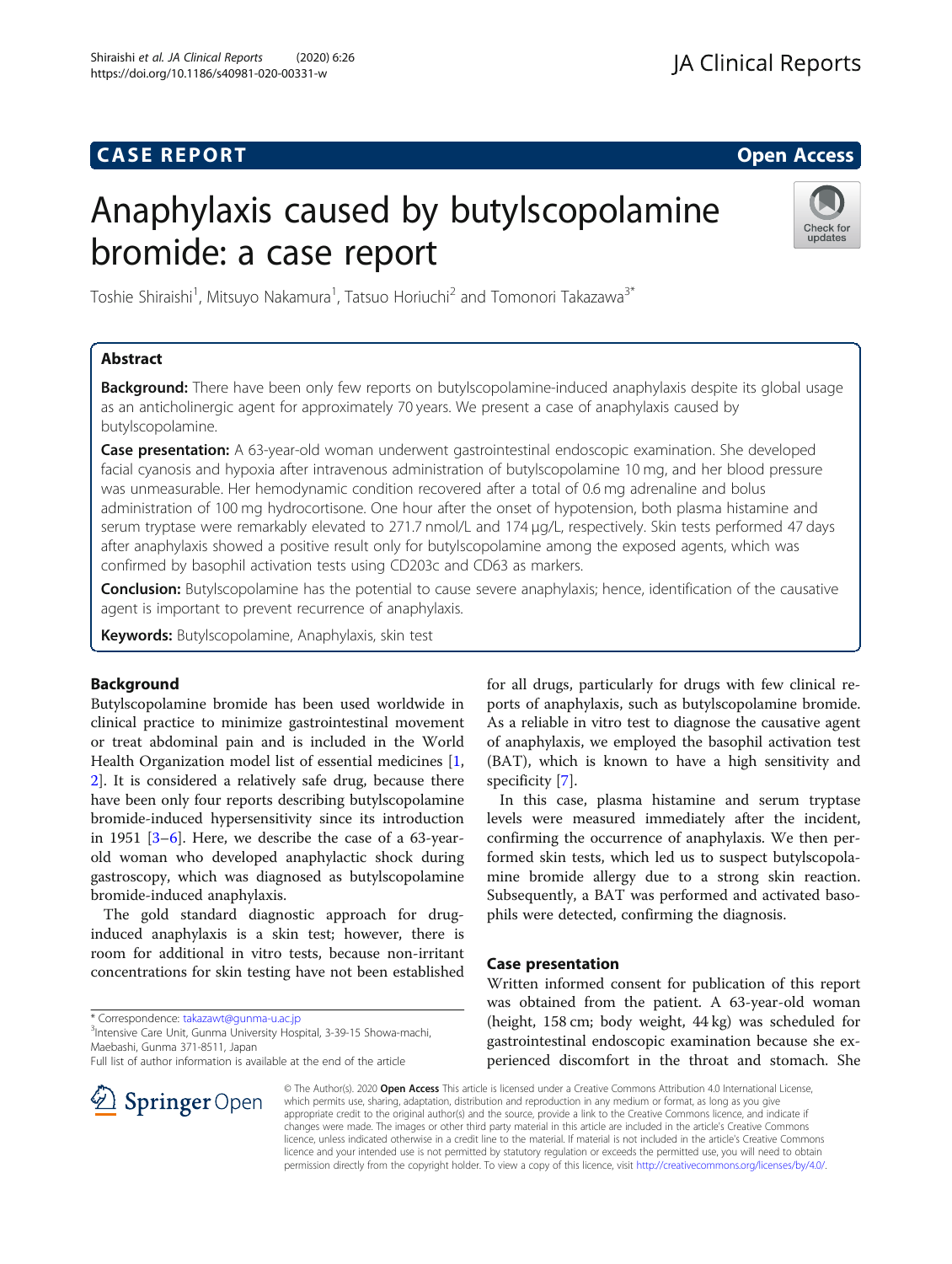# CASE REPORT

**Open Access**

# Anaphylaxis caused by butylscopolamine bromide: a case report

Toshie Shiraishi[1], Mitsuyo Nakamura[1], Tatsuo Horiuchi[2] and Tomonori Takazawa[3*]

## Abstract

**Background:** There have been only few reports on butylscopolamine-induced anaphylaxis despite its global usage as an anticholinergic agent for approximately 70 years. We present a case of anaphylaxis caused by butylscopolamine.

**Case presentation:** A 63-year-old woman underwent gastrointestinal endoscopic examination. She developed facial cyanosis and hypoxia after intravenous administration of butylscopolamine 10 mg, and her blood pressure was unmeasurable. Her hemodynamic condition recovered after a total of 0.6 mg adrenaline and bolus administration of 100 mg hydrocortisone. One hour after the onset of hypotension, both plasma histamine and serum tryptase were remarkably elevated to 271.7 nmol/L and 174 μg/L, respectively. Skin tests performed 47 days after anaphylaxis showed a positive result only for butylscopolamine among the exposed agents, which was confirmed by basophil activation tests using CD203c and CD63 as markers.

**Conclusion:** Butylscopolamine has the potential to cause severe anaphylaxis; hence, identification of the causative agent is important to prevent recurrence of anaphylaxis.

**Keywords:** Butylscopolamine, Anaphylaxis, skin test

## Background

Butylscopolamine bromide has been used worldwide in clinical practice to minimize gastrointestinal movement or treat abdominal pain and is included in the World Health Organization model list of essential medicines [1, 2]. It is considered a relatively safe drug, because there have been only four reports describing butylscopolamine bromide-induced hypersensitivity since its introduction in 1951 [3–6]. Here, we describe the case of a 63-year-old woman who developed anaphylactic shock during gastroscopy, which was diagnosed as butylscopolamine bromide-induced anaphylaxis.

The gold standard diagnostic approach for drug-induced anaphylaxis is a skin test; however, there is room for additional in vitro tests, because non-irritant concentrations for skin testing have not been established for all drugs, particularly for drugs with few clinical reports of anaphylaxis, such as butylscopolamine bromide. As a reliable in vitro test to diagnose the causative agent of anaphylaxis, we employed the basophil activation test (BAT), which is known to have a high sensitivity and specificity [7].

In this case, plasma histamine and serum tryptase levels were measured immediately after the incident, confirming the occurrence of anaphylaxis. We then performed skin tests, which led us to suspect butylscopolamine bromide allergy due to a strong skin reaction. Subsequently, a BAT was performed and activated basophils were detected, confirming the diagnosis.

## Case presentation

Written informed consent for publication of this report was obtained from the patient. A 63-year-old woman (height, 158 cm; body weight, 44 kg) was scheduled for gastrointestinal endoscopic examination because she experienced discomfort in the throat and stomach. She

* Correspondence: takazawt@gunma-u.ac.jp
[3]Intensive Care Unit, Gunma University Hospital, 3-39-15 Showa-machi, Maebashi, Gunma 371-8511, Japan
Full list of author information is available at the end of the article

© The Author(s). 2020 **Open Access** This article is licensed under a Creative Commons Attribution 4.0 International License, which permits use, sharing, adaptation, distribution and reproduction in any medium or format, as long as you give appropriate credit to the original author(s) and the source, provide a link to the Creative Commons licence, and indicate if changes were made. The images or other third party material in this article are included in the article's Creative Commons licence, unless indicated otherwise in a credit line to the material. If material is not included in the article's Creative Commons licence and your intended use is not permitted by statutory regulation or exceeds the permitted use, you will need to obtain permission directly from the copyright holder. To view a copy of this licence, visit http://creativecommons.org/licenses/by/4.0/.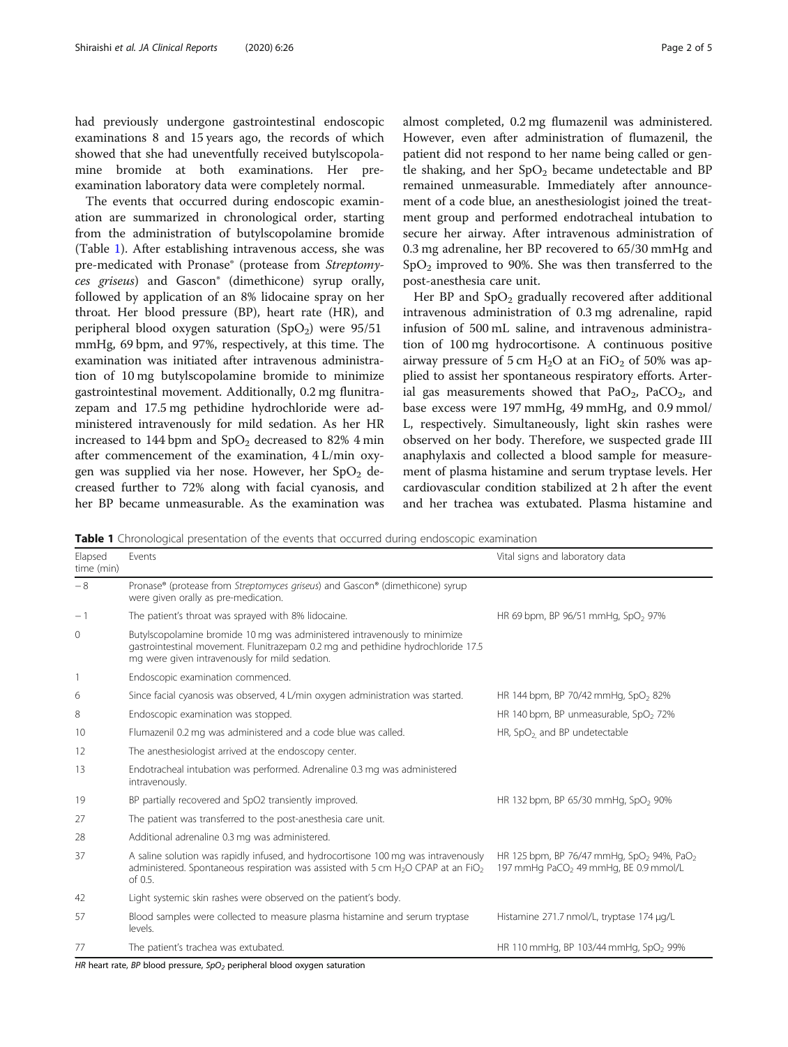had previously undergone gastrointestinal endoscopic examinations 8 and 15 years ago, the records of which showed that she had uneventfully received butylscopolamine bromide at both examinations. Her pre-examination laboratory data were completely normal.

The events that occurred during endoscopic examination are summarized in chronological order, starting from the administration of butylscopolamine bromide (Table 1). After establishing intravenous access, she was pre-medicated with Pronase® (protease from *Streptomyces griseus*) and Gascon® (dimethicone) syrup orally, followed by application of an 8% lidocaine spray on her throat. Her blood pressure (BP), heart rate (HR), and peripheral blood oxygen saturation ($SpO_2$) were 95/51 mmHg, 69 bpm, and 97%, respectively, at this time. The examination was initiated after intravenous administration of 10 mg butylscopolamine bromide to minimize gastrointestinal movement. Additionally, 0.2 mg flunitrazepam and 17.5 mg pethidine hydrochloride were administered intravenously for mild sedation. As her HR increased to 144 bpm and $SpO_2$ decreased to 82% 4 min after commencement of the examination, 4 L/min oxygen was supplied via her nose. However, her $SpO_2$ decreased further to 72% along with facial cyanosis, and her BP became unmeasurable. As the examination was almost completed, 0.2 mg flumazenil was administered. However, even after administration of flumazenil, the patient did not respond to her name being called or gentle shaking, and her $SpO_2$ became undetectable and BP remained unmeasurable. Immediately after announcement of a code blue, an anesthesiologist joined the treatment group and performed endotracheal intubation to secure her airway. After intravenous administration of 0.3 mg adrenaline, her BP recovered to 65/30 mmHg and $SpO_2$ improved to 90%. She was then transferred to the post-anesthesia care unit.

Her BP and $SpO_2$ gradually recovered after additional intravenous administration of 0.3 mg adrenaline, rapid infusion of 500 mL saline, and intravenous administration of 100 mg hydrocortisone. A continuous positive airway pressure of 5 cm $H_2O$ at an $FiO_2$ of 50% was applied to assist her spontaneous respiratory efforts. Arterial gas measurements showed that $PaO_2$, $PaCO_2$, and base excess were 197 mmHg, 49 mmHg, and 0.9 mmol/L, respectively. Simultaneously, light skin rashes were observed on her body. Therefore, we suspected grade III anaphylaxis and collected a blood sample for measurement of plasma histamine and serum tryptase levels. Her cardiovascular condition stabilized at 2 h after the event and her trachea was extubated. Plasma histamine and

**Table 1** Chronological presentation of the events that occurred during endoscopic examination

| Elapsed time (min) | Events | Vital signs and laboratory data |
|---|---|---|
| − 8 | Pronase® (protease from *Streptomyces griseus*) and Gascon® (dimethicone) syrup were given orally as pre-medication. | |
| − 1 | The patient's throat was sprayed with 8% lidocaine. | HR 69 bpm, BP 96/51 mmHg, $SpO_2$ 97% |
| 0 | Butylscopolamine bromide 10 mg was administered intravenously to minimize gastrointestinal movement. Flunitrazepam 0.2 mg and pethidine hydrochloride 17.5 mg were given intravenously for mild sedation. | |
| 1 | Endoscopic examination commenced. | |
| 6 | Since facial cyanosis was observed, 4 L/min oxygen administration was started. | HR 144 bpm, BP 70/42 mmHg, $SpO_2$ 82% |
| 8 | Endoscopic examination was stopped. | HR 140 bpm, BP unmeasurable, $SpO_2$ 72% |
| 10 | Flumazenil 0.2 mg was administered and a code blue was called. | HR, $SpO_2$, and BP undetectable |
| 12 | The anesthesiologist arrived at the endoscopy center. | |
| 13 | Endotracheal intubation was performed. Adrenaline 0.3 mg was administered intravenously. | |
| 19 | BP partially recovered and SpO2 transiently improved. | HR 132 bpm, BP 65/30 mmHg, $SpO_2$ 90% |
| 27 | The patient was transferred to the post-anesthesia care unit. | |
| 28 | Additional adrenaline 0.3 mg was administered. | |
| 37 | A saline solution was rapidly infused, and hydrocortisone 100 mg was intravenously administered. Spontaneous respiration was assisted with 5 cm $H_2O$ CPAP at an $FiO_2$ of 0.5. | HR 125 bpm, BP 76/47 mmHg, $SpO_2$ 94%, $PaO_2$ 197 mmHg $PaCO_2$ 49 mmHg, BE 0.9 mmol/L |
| 42 | Light systemic skin rashes were observed on the patient's body. | |
| 57 | Blood samples were collected to measure plasma histamine and serum tryptase levels. | Histamine 271.7 nmol/L, tryptase 174 μg/L |
| 77 | The patient's trachea was extubated. | HR 110 mmHg, BP 103/44 mmHg, $SpO_2$ 99% |

*HR* heart rate, *BP* blood pressure, *$SpO_2$* peripheral blood oxygen saturation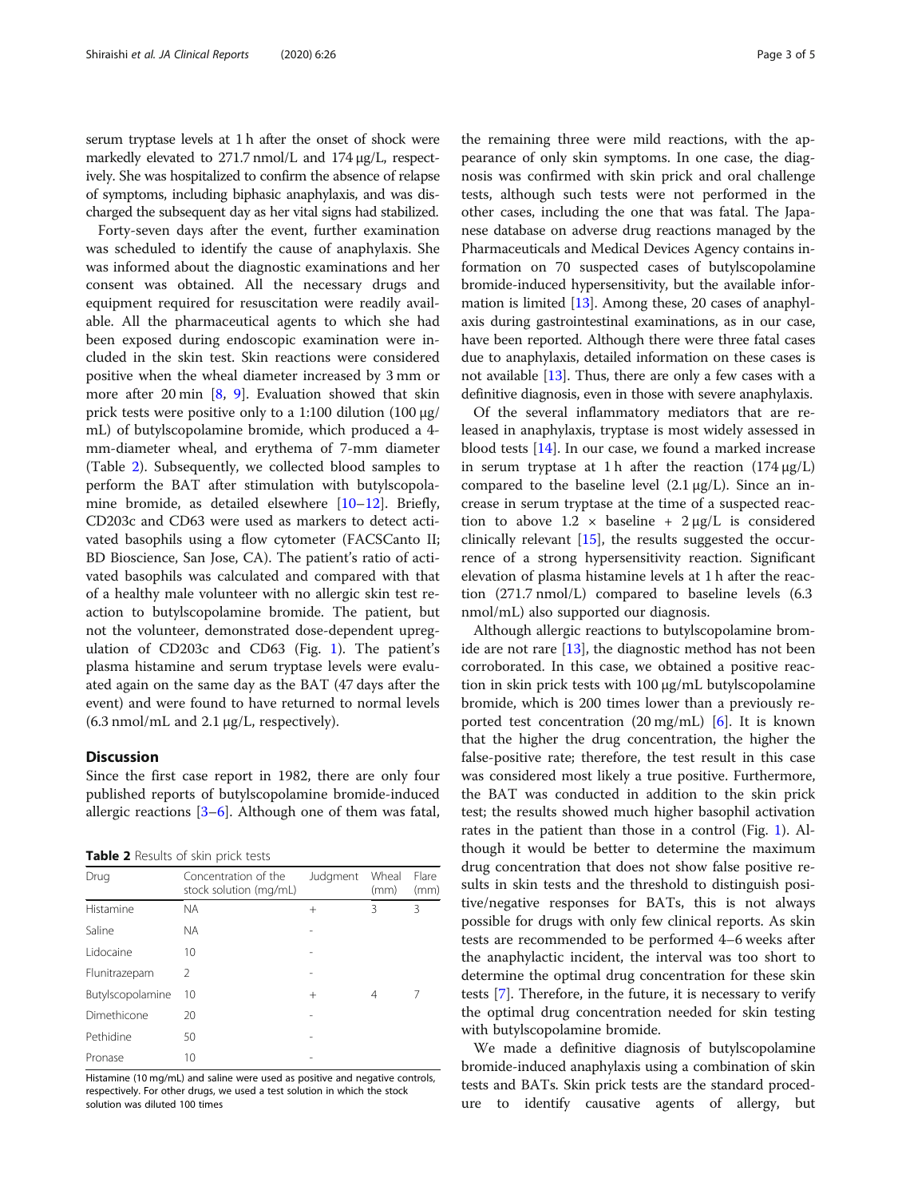serum tryptase levels at 1 h after the onset of shock were markedly elevated to 271.7 nmol/L and 174 μg/L, respectively. She was hospitalized to confirm the absence of relapse of symptoms, including biphasic anaphylaxis, and was discharged the subsequent day as her vital signs had stabilized.

Forty-seven days after the event, further examination was scheduled to identify the cause of anaphylaxis. She was informed about the diagnostic examinations and her consent was obtained. All the necessary drugs and equipment required for resuscitation were readily available. All the pharmaceutical agents to which she had been exposed during endoscopic examination were included in the skin test. Skin reactions were considered positive when the wheal diameter increased by 3 mm or more after 20 min [8, 9]. Evaluation showed that skin prick tests were positive only to a 1:100 dilution (100 μg/mL) of butylscopolamine bromide, which produced a 4-mm-diameter wheal, and erythema of 7-mm diameter (Table 2). Subsequently, we collected blood samples to perform the BAT after stimulation with butylscopolamine bromide, as detailed elsewhere [10–12]. Briefly, CD203c and CD63 were used as markers to detect activated basophils using a flow cytometer (FACSCanto II; BD Bioscience, San Jose, CA). The patient's ratio of activated basophils was calculated and compared with that of a healthy male volunteer with no allergic skin test reaction to butylscopolamine bromide. The patient, but not the volunteer, demonstrated dose-dependent upregulation of CD203c and CD63 (Fig. 1). The patient's plasma histamine and serum tryptase levels were evaluated again on the same day as the BAT (47 days after the event) and were found to have returned to normal levels (6.3 nmol/mL and 2.1 μg/L, respectively).

## Discussion

Since the first case report in 1982, there are only four published reports of butylscopolamine bromide-induced allergic reactions [3–6]. Although one of them was fatal, the remaining three were mild reactions, with the appearance of only skin symptoms. In one case, the diagnosis was confirmed with skin prick and oral challenge tests, although such tests were not performed in the other cases, including the one that was fatal. The Japanese database on adverse drug reactions managed by the Pharmaceuticals and Medical Devices Agency contains information on 70 suspected cases of butylscopolamine bromide-induced hypersensitivity, but the available information is limited [13]. Among these, 20 cases of anaphylaxis during gastrointestinal examinations, as in our case, have been reported. Although there were three fatal cases due to anaphylaxis, detailed information on these cases is not available [13]. Thus, there are only a few cases with a definitive diagnosis, even in those with severe anaphylaxis.

Of the several inflammatory mediators that are released in anaphylaxis, tryptase is most widely assessed in blood tests [14]. In our case, we found a marked increase in serum tryptase at 1 h after the reaction (174 μg/L) compared to the baseline level (2.1 μg/L). Since an increase in serum tryptase at the time of a suspected reaction to above 1.2 × baseline + 2 μg/L is considered clinically relevant [15], the results suggested the occurrence of a strong hypersensitivity reaction. Significant elevation of plasma histamine levels at 1 h after the reaction (271.7 nmol/L) compared to baseline levels (6.3 nmol/mL) also supported our diagnosis.

Although allergic reactions to butylscopolamine bromide are not rare [13], the diagnostic method has not been corroborated. In this case, we obtained a positive reaction in skin prick tests with 100 μg/mL butylscopolamine bromide, which is 200 times lower than a previously reported test concentration (20 mg/mL) [6]. It is known that the higher the drug concentration, the higher the false-positive rate; therefore, the test result in this case was considered most likely a true positive. Furthermore, the BAT was conducted in addition to the skin prick test; the results showed much higher basophil activation rates in the patient than those in a control (Fig. 1). Although it would be better to determine the maximum drug concentration that does not show false positive results in skin tests and the threshold to distinguish positive/negative responses for BATs, this is not always possible for drugs with only few clinical reports. As skin tests are recommended to be performed 4–6 weeks after the anaphylactic incident, the interval was too short to determine the optimal drug concentration for these skin tests [7]. Therefore, in the future, it is necessary to verify the optimal drug concentration needed for skin testing with butylscopolamine bromide.

We made a definitive diagnosis of butylscopolamine bromide-induced anaphylaxis using a combination of skin tests and BATs. Skin prick tests are the standard procedure to identify causative agents of allergy, but

**Table 2** Results of skin prick tests

| Drug | Concentration of the stock solution (mg/mL) | Judgment | Wheal (mm) | Flare (mm) |
|---|---|---|---|---|
| Histamine | NA | + | 3 | 3 |
| Saline | NA | - | | |
| Lidocaine | 10 | - | | |
| Flunitrazepam | 2 | - | | |
| Butylscopolamine | 10 | + | 4 | 7 |
| Dimethicone | 20 | - | | |
| Pethidine | 50 | - | | |
| Pronase | 10 | - | | |

Histamine (10 mg/mL) and saline were used as positive and negative controls, respectively. For other drugs, we used a test solution in which the stock solution was diluted 100 times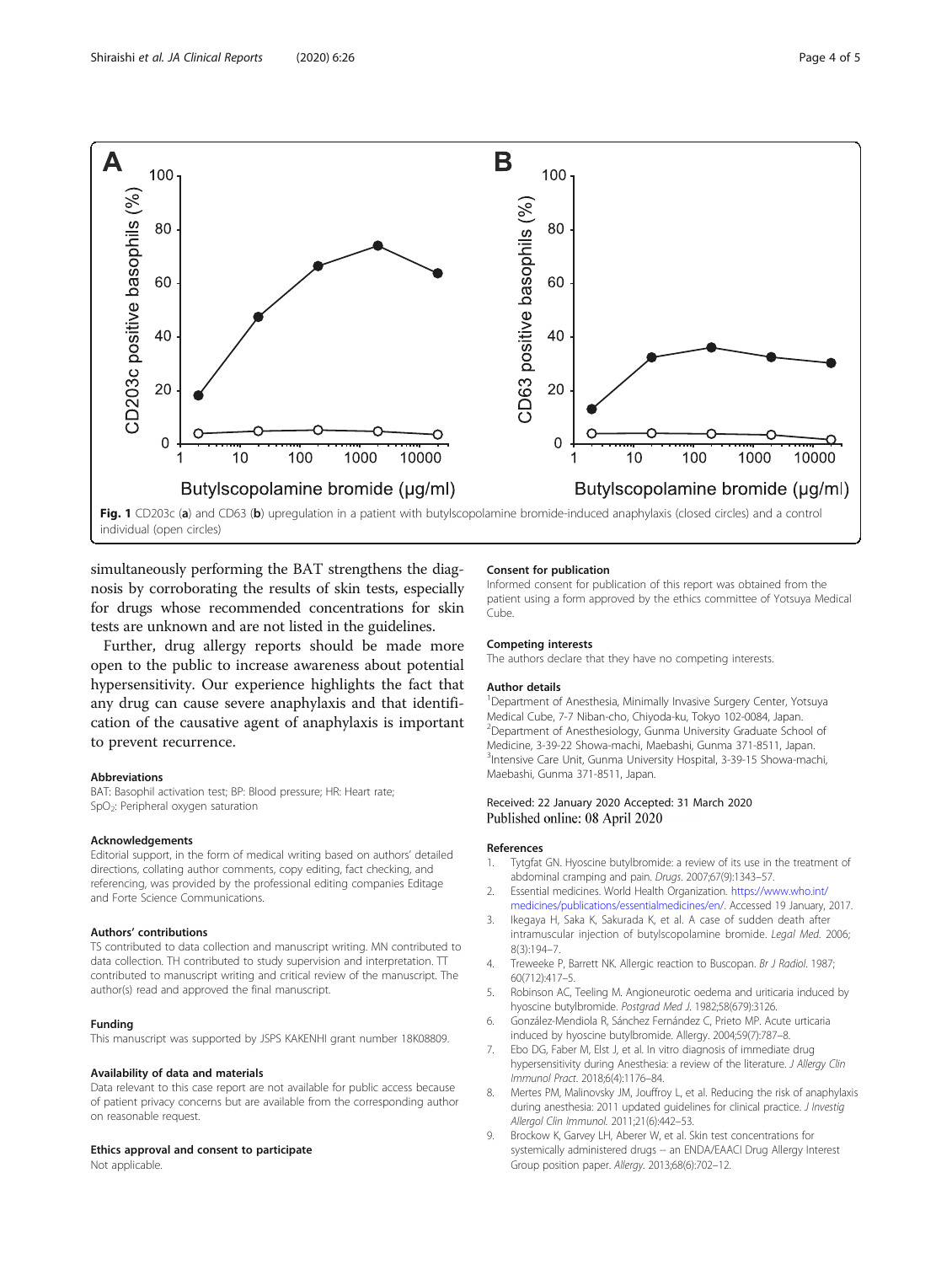Fig. 1 CD203c (**a**) and CD63 (**b**) upregulation in a patient with butylscopolamine bromide-induced anaphylaxis (closed circles) and a control individual (open circles)

simultaneously performing the BAT strengthens the diagnosis by corroborating the results of skin tests, especially for drugs whose recommended concentrations for skin tests are unknown and are not listed in the guidelines.

Further, drug allergy reports should be made more open to the public to increase awareness about potential hypersensitivity. Our experience highlights the fact that any drug can cause severe anaphylaxis and that identification of the causative agent of anaphylaxis is important to prevent recurrence.

### Abbreviations

BAT: Basophil activation test; BP: Blood pressure; HR: Heart rate; $SpO_2$: Peripheral oxygen saturation

### Acknowledgements

Editorial support, in the form of medical writing based on authors' detailed directions, collating author comments, copy editing, fact checking, and referencing, was provided by the professional editing companies Editage and Forte Science Communications.

### Authors' contributions

TS contributed to data collection and manuscript writing. MN contributed to data collection. TH contributed to study supervision and interpretation. TT contributed to manuscript writing and critical review of the manuscript. The author(s) read and approved the final manuscript.

### Funding

This manuscript was supported by JSPS KAKENHI grant number 18K08809.

### Availability of data and materials

Data relevant to this case report are not available for public access because of patient privacy concerns but are available from the corresponding author on reasonable request.

### Ethics approval and consent to participate

Not applicable.

### Consent for publication

Informed consent for publication of this report was obtained from the patient using a form approved by the ethics committee of Yotsuya Medical Cube.

### Competing interests

The authors declare that they have no competing interests.

### Author details

[1]Department of Anesthesia, Minimally Invasive Surgery Center, Yotsuya Medical Cube, 7-7 Niban-cho, Chiyoda-ku, Tokyo 102-0084, Japan. [2]Department of Anesthesiology, Gunma University Graduate School of Medicine, 3-39-22 Showa-machi, Maebashi, Gunma 371-8511, Japan. [3]Intensive Care Unit, Gunma University Hospital, 3-39-15 Showa-machi, Maebashi, Gunma 371-8511, Japan.

Received: 22 January 2020 Accepted: 31 March 2020
Published online: 08 April 2020

### References

1. Tytgat GN. Hyoscine butylbromide: a review of its use in the treatment of abdominal cramping and pain. *Drugs*. 2007;67(9):1343–57.
2. Essential medicines. World Health Organization. https://www.who.int/medicines/publications/essentialmedicines/en/. Accessed 19 January, 2017.
3. Ikegaya H, Saka K, Sakurada K, et al. A case of sudden death after intramuscular injection of butylscopolamine bromide. *Legal Med*. 2006; 8(3):194–7.
4. Treweeke P, Barrett NK. Allergic reaction to Buscopan. *Br J Radiol*. 1987; 60(712):417–5.
5. Robinson AC, Teeling M. Angioneurotic oedema and uriticaria induced by hyoscine butylbromide. *Postgrad Med J*. 1982;58(679):3126.
6. González-Mendiola R, Sánchez Fernández C, Prieto MP. Acute urticaria induced by hyoscine butylbromide. Allergy. 2004;59(7):787–8.
7. Ebo DG, Faber M, Elst J, et al. In vitro diagnosis of immediate drug hypersensitivity during Anesthesia: a review of the literature. *J Allergy Clin Immunol Pract*. 2018;6(4):1176–84.
8. Mertes PM, Malinovsky JM, Jouffroy L, et al. Reducing the risk of anaphylaxis during anesthesia: 2011 updated guidelines for clinical practice. *J Investig Allergol Clin Immunol*. 2011;21(6):442–53.
9. Brockow K, Garvey LH, Aberer W, et al. Skin test concentrations for systemically administered drugs -- an ENDA/EAACI Drug Allergy Interest Group position paper. *Allergy*. 2013;68(6):702–12.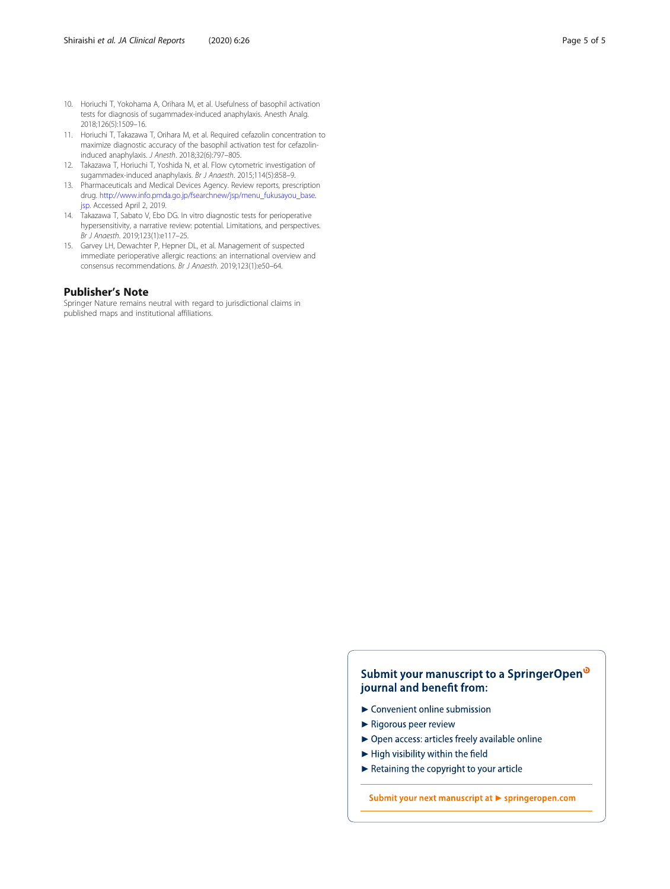10. Horiuchi T, Yokohama A, Orihara M, et al. Usefulness of basophil activation tests for diagnosis of sugammadex-induced anaphylaxis. Anesth Analg. 2018;126(5):1509–16.
11. Horiuchi T, Takazawa T, Orihara M, et al. Required cefazolin concentration to maximize diagnostic accuracy of the basophil activation test for cefazolin-induced anaphylaxis. *J Anesth*. 2018;32(6):797–805.
12. Takazawa T, Horiuchi T, Yoshida N, et al. Flow cytometric investigation of sugammadex-induced anaphylaxis. *Br J Anaesth*. 2015;114(5):858–9.
13. Pharmaceuticals and Medical Devices Agency. Review reports, prescription drug. http://www.info.pmda.go.jp/fsearchnew/jsp/menu_fukusayou_base.jsp. Accessed April 2, 2019.
14. Takazawa T, Sabato V, Ebo DG. In vitro diagnostic tests for perioperative hypersensitivity, a narrative review: potential. Limitations, and perspectives. *Br J Anaesth*. 2019;123(1):e117–25.
15. Garvey LH, Dewachter P, Hepner DL, et al. Management of suspected immediate perioperative allergic reactions: an international overview and consensus recommendations. *Br J Anaesth*. 2019;123(1):e50–64.

## Publisher's Note

Springer Nature remains neutral with regard to jurisdictional claims in published maps and institutional affiliations.

**Submit your manuscript to a SpringerOpen journal and benefit from:**

- ► Convenient online submission
- ► Rigorous peer review
- ► Open access: articles freely available online
- ► High visibility within the field
- ► Retaining the copyright to your article

**Submit your next manuscript at ► springeropen.com**